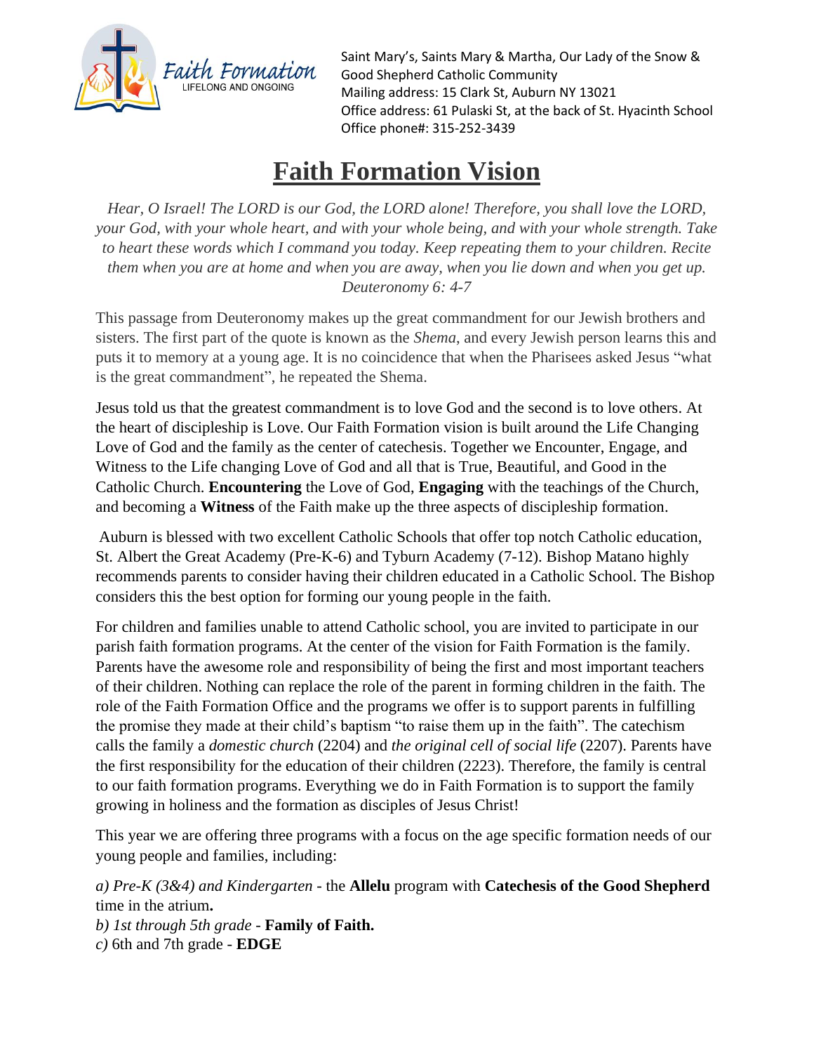Faith Formation
LIFELONG AND ONGOING

Saint Mary's, Saints Mary & Martha, Our Lady of the Snow & Good Shepherd Catholic Community
Mailing address: 15 Clark St, Auburn NY 13021
Office address: 61 Pulaski St, at the back of St. Hyacinth School
Office phone#: 315-252-3439

# Faith Formation Vision

*Hear, O Israel! The LORD is our God, the LORD alone! Therefore, you shall love the LORD, your God, with your whole heart, and with your whole being, and with your whole strength. Take to heart these words which I command you today. Keep repeating them to your children. Recite them when you are at home and when you are away, when you lie down and when you get up. Deuteronomy 6: 4-7*

This passage from Deuteronomy makes up the great commandment for our Jewish brothers and sisters. The first part of the quote is known as the *Shema*, and every Jewish person learns this and puts it to memory at a young age. It is no coincidence that when the Pharisees asked Jesus "what is the great commandment", he repeated the Shema.

Jesus told us that the greatest commandment is to love God and the second is to love others. At the heart of discipleship is Love. Our Faith Formation vision is built around the Life Changing Love of God and the family as the center of catechesis. Together we Encounter, Engage, and Witness to the Life changing Love of God and all that is True, Beautiful, and Good in the Catholic Church. **Encountering** the Love of God, **Engaging** with the teachings of the Church, and becoming a **Witness** of the Faith make up the three aspects of discipleship formation.

Auburn is blessed with two excellent Catholic Schools that offer top notch Catholic education, St. Albert the Great Academy (Pre-K-6) and Tyburn Academy (7-12). Bishop Matano highly recommends parents to consider having their children educated in a Catholic School. The Bishop considers this the best option for forming our young people in the faith.

For children and families unable to attend Catholic school, you are invited to participate in our parish faith formation programs. At the center of the vision for Faith Formation is the family. Parents have the awesome role and responsibility of being the first and most important teachers of their children. Nothing can replace the role of the parent in forming children in the faith. The role of the Faith Formation Office and the programs we offer is to support parents in fulfilling the promise they made at their child's baptism "to raise them up in the faith". The catechism calls the family a *domestic church* (2204) and *the original cell of social life* (2207). Parents have the first responsibility for the education of their children (2223). Therefore, the family is central to our faith formation programs. Everything we do in Faith Formation is to support the family growing in holiness and the formation as disciples of Jesus Christ!

This year we are offering three programs with a focus on the age specific formation needs of our young people and families, including:

*a) Pre-K (3&4) and Kindergarten* - the **Allelu** program with **Catechesis of the Good Shepherd** time in the atrium**.**
*b) 1st through 5th grade* - **Family of Faith.**
*c)* 6th and 7th grade - **EDGE**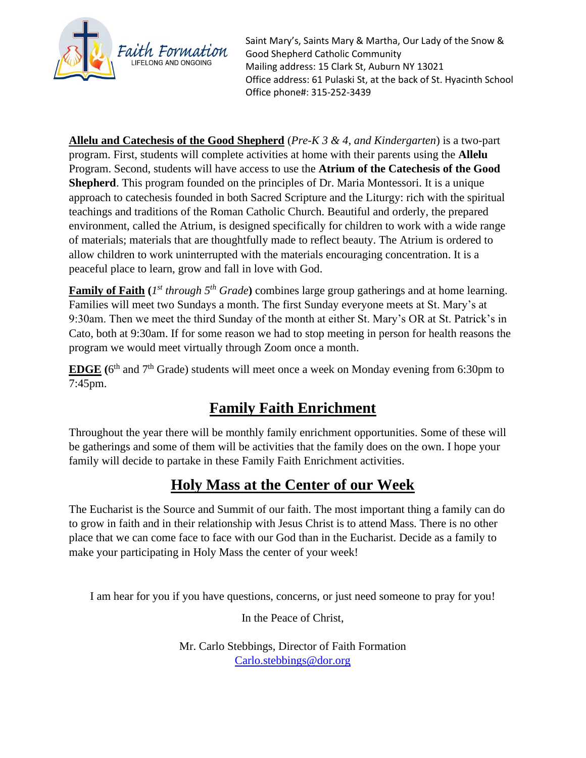Faith Formation
LIFELONG AND ONGOING

Saint Mary's, Saints Mary & Martha, Our Lady of the Snow & Good Shepherd Catholic Community
Mailing address: 15 Clark St, Auburn NY 13021
Office address: 61 Pulaski St, at the back of St. Hyacinth School
Office phone#: 315-252-3439

**Allelu and Catechesis of the Good Shepherd** (*Pre-K 3 & 4, and Kindergarten*) is a two-part program. First, students will complete activities at home with their parents using the **Allelu** Program. Second, students will have access to use the **Atrium of the Catechesis of the Good Shepherd**. This program founded on the principles of Dr. Maria Montessori. It is a unique approach to catechesis founded in both Sacred Scripture and the Liturgy: rich with the spiritual teachings and traditions of the Roman Catholic Church. Beautiful and orderly, the prepared environment, called the Atrium, is designed specifically for children to work with a wide range of materials; materials that are thoughtfully made to reflect beauty. The Atrium is ordered to allow children to work uninterrupted with the materials encouraging concentration. It is a peaceful place to learn, grow and fall in love with God.

**Family of Faith (***1st through 5th Grade***)** combines large group gatherings and at home learning. Families will meet two Sundays a month. The first Sunday everyone meets at St. Mary's at 9:30am. Then we meet the third Sunday of the month at either St. Mary's OR at St. Patrick's in Cato, both at 9:30am. If for some reason we had to stop meeting in person for health reasons the program we would meet virtually through Zoom once a month.

**EDGE (**6th and 7th Grade) students will meet once a week on Monday evening from 6:30pm to 7:45pm.

## Family Faith Enrichment

Throughout the year there will be monthly family enrichment opportunities. Some of these will be gatherings and some of them will be activities that the family does on the own. I hope your family will decide to partake in these Family Faith Enrichment activities.

## Holy Mass at the Center of our Week

The Eucharist is the Source and Summit of our faith. The most important thing a family can do to grow in faith and in their relationship with Jesus Christ is to attend Mass. There is no other place that we can come face to face with our God than in the Eucharist. Decide as a family to make your participating in Holy Mass the center of your week!

I am hear for you if you have questions, concerns, or just need someone to pray for you!

In the Peace of Christ,

Mr. Carlo Stebbings, Director of Faith Formation
Carlo.stebbings@dor.org